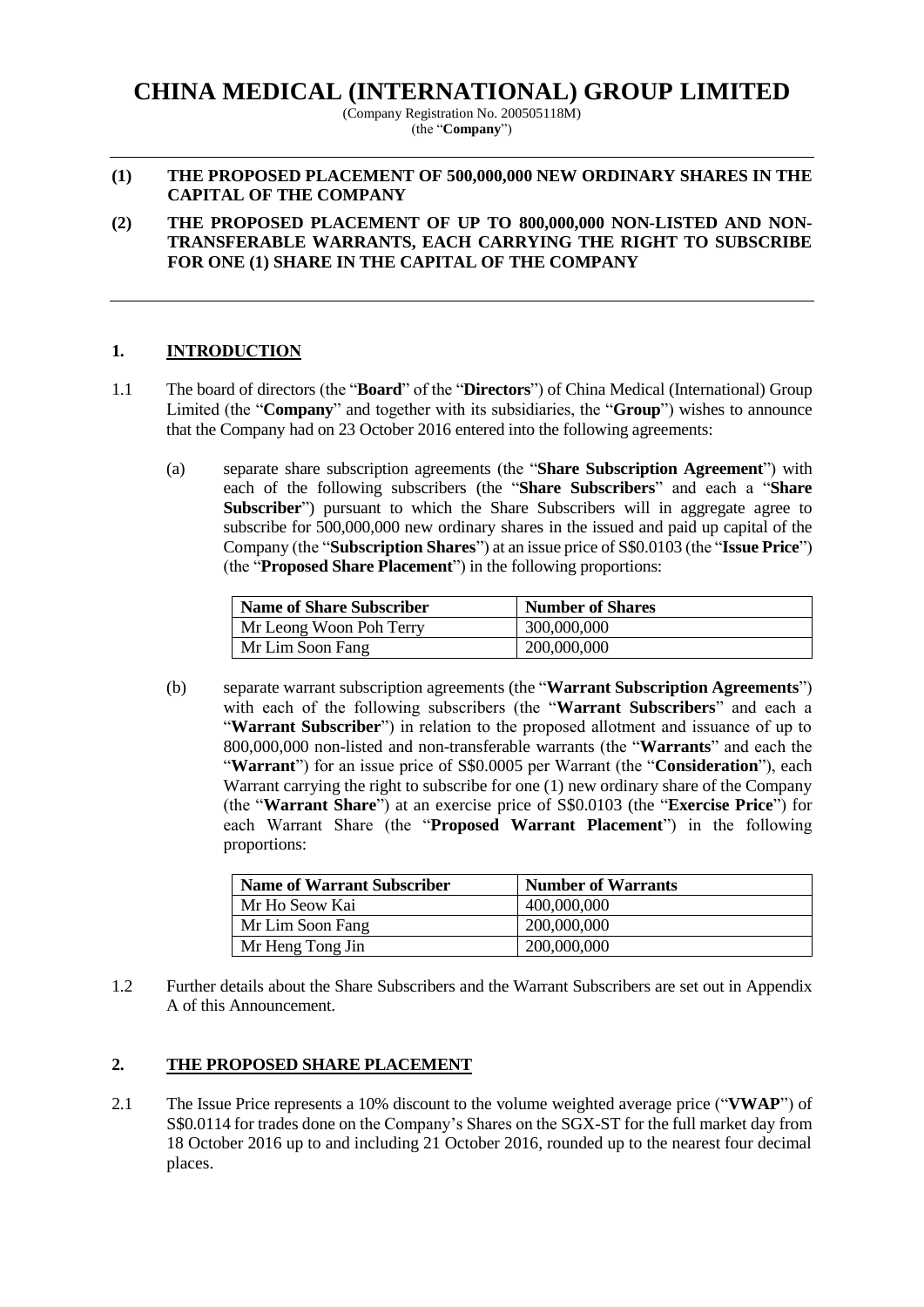# CHINA MEDICAL (INTERNATIONAL) GROUP LIMITED

(Company Registration No. 200505118M)
(the "**Company**")

**(1) THE PROPOSED PLACEMENT OF 500,000,000 NEW ORDINARY SHARES IN THE CAPITAL OF THE COMPANY**

**(2) THE PROPOSED PLACEMENT OF UP TO 800,000,000 NON-LISTED AND NON-TRANSFERABLE WARRANTS, EACH CARRYING THE RIGHT TO SUBSCRIBE FOR ONE (1) SHARE IN THE CAPITAL OF THE COMPANY**

## 1. INTRODUCTION

1.1 The board of directors (the "**Board**" of the "**Directors**") of China Medical (International) Group Limited (the "**Company**" and together with its subsidiaries, the "**Group**") wishes to announce that the Company had on 23 October 2016 entered into the following agreements:

(a) separate share subscription agreements (the "**Share Subscription Agreement**") with each of the following subscribers (the "**Share Subscribers**" and each a "**Share Subscriber**") pursuant to which the Share Subscribers will in aggregate agree to subscribe for 500,000,000 new ordinary shares in the issued and paid up capital of the Company (the "**Subscription Shares**") at an issue price of S$0.0103 (the "**Issue Price**") (the "**Proposed Share Placement**") in the following proportions:

| Name of Share Subscriber | Number of Shares |
|---|---|
| Mr Leong Woon Poh Terry | 300,000,000 |
| Mr Lim Soon Fang | 200,000,000 |

(b) separate warrant subscription agreements (the "**Warrant Subscription Agreements**") with each of the following subscribers (the "**Warrant Subscribers**" and each a "**Warrant Subscriber**") in relation to the proposed allotment and issuance of up to 800,000,000 non-listed and non-transferable warrants (the "**Warrants**" and each the "**Warrant**") for an issue price of S$0.0005 per Warrant (the "**Consideration**"), each Warrant carrying the right to subscribe for one (1) new ordinary share of the Company (the "**Warrant Share**") at an exercise price of S$0.0103 (the "**Exercise Price**") for each Warrant Share (the "**Proposed Warrant Placement**") in the following proportions:

| Name of Warrant Subscriber | Number of Warrants |
|---|---|
| Mr Ho Seow Kai | 400,000,000 |
| Mr Lim Soon Fang | 200,000,000 |
| Mr Heng Tong Jin | 200,000,000 |

1.2 Further details about the Share Subscribers and the Warrant Subscribers are set out in Appendix A of this Announcement.

## 2. THE PROPOSED SHARE PLACEMENT

2.1 The Issue Price represents a 10% discount to the volume weighted average price ("**VWAP**") of S$0.0114 for trades done on the Company's Shares on the SGX-ST for the full market day from 18 October 2016 up to and including 21 October 2016, rounded up to the nearest four decimal places.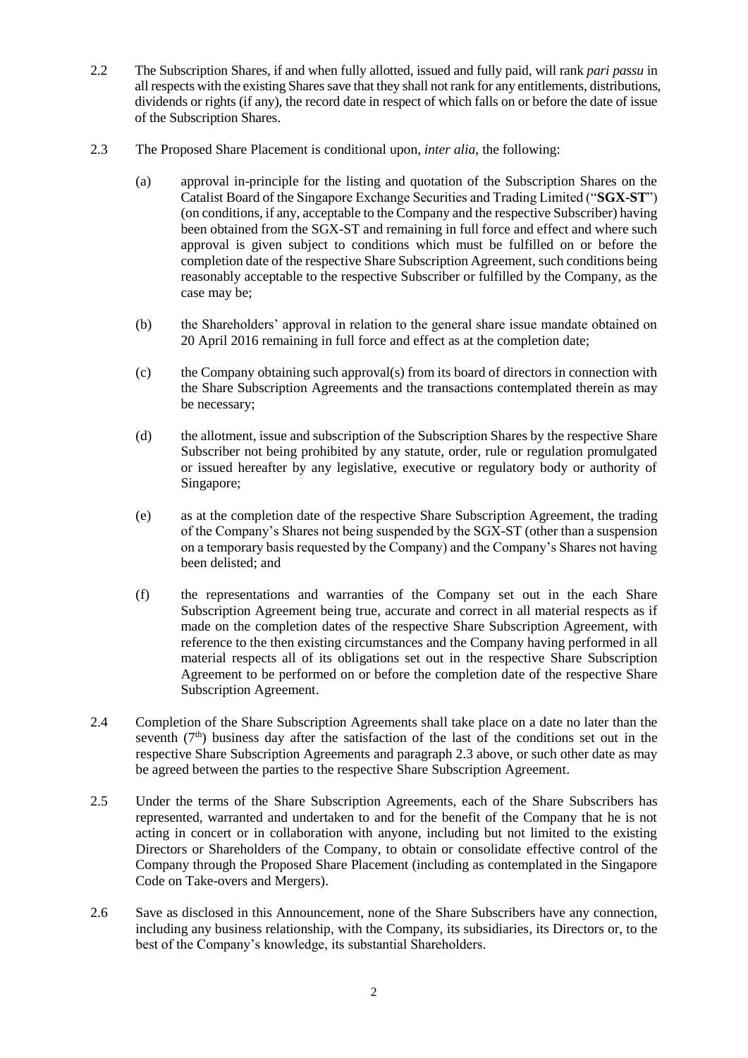2.2 The Subscription Shares, if and when fully allotted, issued and fully paid, will rank *pari passu* in all respects with the existing Shares save that they shall not rank for any entitlements, distributions, dividends or rights (if any), the record date in respect of which falls on or before the date of issue of the Subscription Shares.

2.3 The Proposed Share Placement is conditional upon, *inter alia,* the following:

(a) approval in-principle for the listing and quotation of the Subscription Shares on the Catalist Board of the Singapore Exchange Securities and Trading Limited ("**SGX-ST**") (on conditions, if any, acceptable to the Company and the respective Subscriber) having been obtained from the SGX-ST and remaining in full force and effect and where such approval is given subject to conditions which must be fulfilled on or before the completion date of the respective Share Subscription Agreement, such conditions being reasonably acceptable to the respective Subscriber or fulfilled by the Company, as the case may be;

(b) the Shareholders' approval in relation to the general share issue mandate obtained on 20 April 2016 remaining in full force and effect as at the completion date;

(c) the Company obtaining such approval(s) from its board of directors in connection with the Share Subscription Agreements and the transactions contemplated therein as may be necessary;

(d) the allotment, issue and subscription of the Subscription Shares by the respective Share Subscriber not being prohibited by any statute, order, rule or regulation promulgated or issued hereafter by any legislative, executive or regulatory body or authority of Singapore;

(e) as at the completion date of the respective Share Subscription Agreement, the trading of the Company's Shares not being suspended by the SGX-ST (other than a suspension on a temporary basis requested by the Company) and the Company's Shares not having been delisted; and

(f) the representations and warranties of the Company set out in the each Share Subscription Agreement being true, accurate and correct in all material respects as if made on the completion dates of the respective Share Subscription Agreement, with reference to the then existing circumstances and the Company having performed in all material respects all of its obligations set out in the respective Share Subscription Agreement to be performed on or before the completion date of the respective Share Subscription Agreement.

2.4 Completion of the Share Subscription Agreements shall take place on a date no later than the seventh (7th) business day after the satisfaction of the last of the conditions set out in the respective Share Subscription Agreements and paragraph 2.3 above, or such other date as may be agreed between the parties to the respective Share Subscription Agreement.

2.5 Under the terms of the Share Subscription Agreements, each of the Share Subscribers has represented, warranted and undertaken to and for the benefit of the Company that he is not acting in concert or in collaboration with anyone, including but not limited to the existing Directors or Shareholders of the Company, to obtain or consolidate effective control of the Company through the Proposed Share Placement (including as contemplated in the Singapore Code on Take-overs and Mergers).

2.6 Save as disclosed in this Announcement, none of the Share Subscribers have any connection, including any business relationship, with the Company, its subsidiaries, its Directors or, to the best of the Company's knowledge, its substantial Shareholders.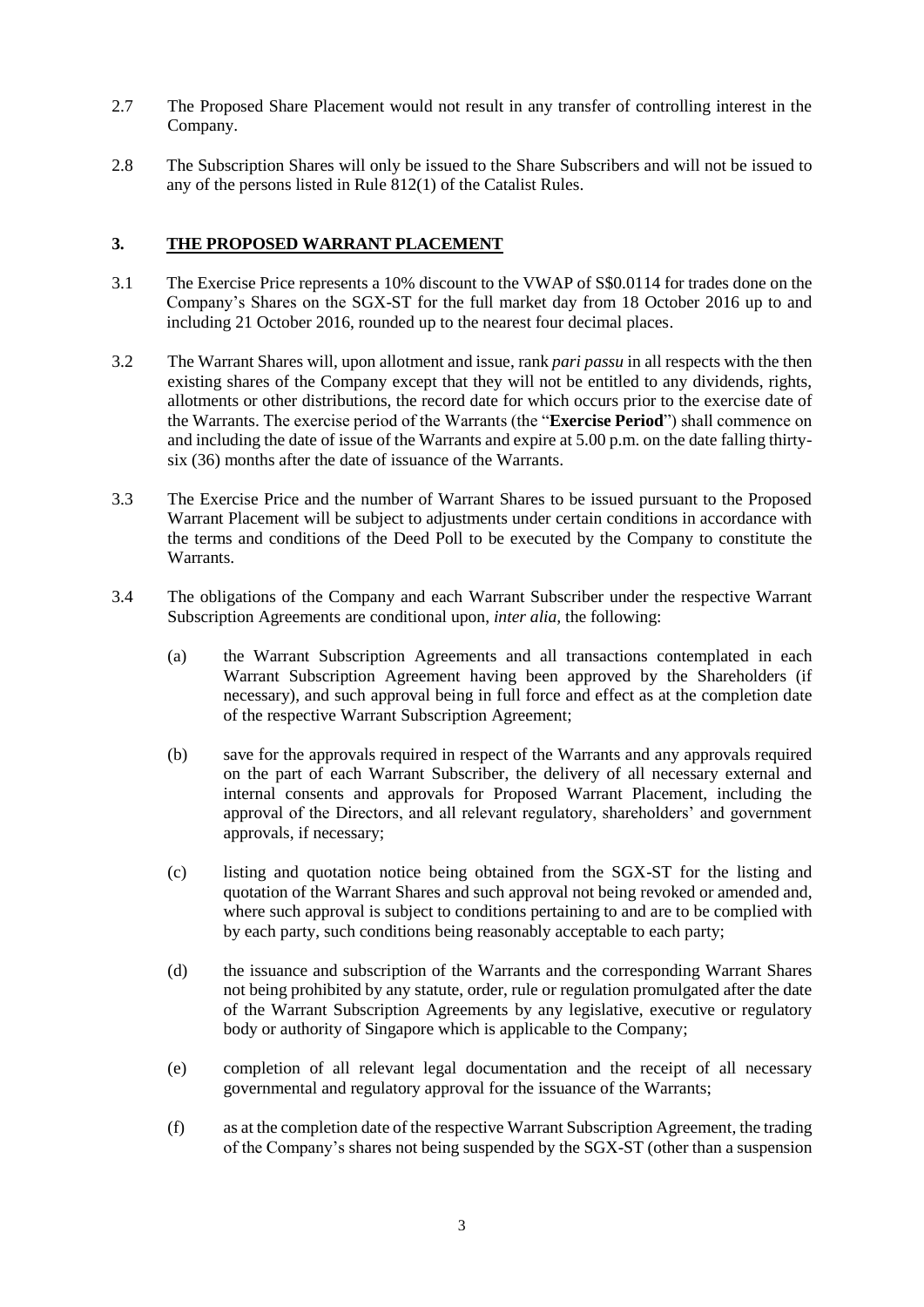2.7 The Proposed Share Placement would not result in any transfer of controlling interest in the Company.

2.8 The Subscription Shares will only be issued to the Share Subscribers and will not be issued to any of the persons listed in Rule 812(1) of the Catalist Rules.

## 3. THE PROPOSED WARRANT PLACEMENT

3.1 The Exercise Price represents a 10% discount to the VWAP of S$0.0114 for trades done on the Company's Shares on the SGX-ST for the full market day from 18 October 2016 up to and including 21 October 2016, rounded up to the nearest four decimal places.

3.2 The Warrant Shares will, upon allotment and issue, rank *pari passu* in all respects with the then existing shares of the Company except that they will not be entitled to any dividends, rights, allotments or other distributions, the record date for which occurs prior to the exercise date of the Warrants. The exercise period of the Warrants (the "**Exercise Period**") shall commence on and including the date of issue of the Warrants and expire at 5.00 p.m. on the date falling thirty-six (36) months after the date of issuance of the Warrants.

3.3 The Exercise Price and the number of Warrant Shares to be issued pursuant to the Proposed Warrant Placement will be subject to adjustments under certain conditions in accordance with the terms and conditions of the Deed Poll to be executed by the Company to constitute the Warrants.

3.4 The obligations of the Company and each Warrant Subscriber under the respective Warrant Subscription Agreements are conditional upon, *inter alia*, the following:

(a) the Warrant Subscription Agreements and all transactions contemplated in each Warrant Subscription Agreement having been approved by the Shareholders (if necessary), and such approval being in full force and effect as at the completion date of the respective Warrant Subscription Agreement;

(b) save for the approvals required in respect of the Warrants and any approvals required on the part of each Warrant Subscriber, the delivery of all necessary external and internal consents and approvals for Proposed Warrant Placement, including the approval of the Directors, and all relevant regulatory, shareholders' and government approvals, if necessary;

(c) listing and quotation notice being obtained from the SGX-ST for the listing and quotation of the Warrant Shares and such approval not being revoked or amended and, where such approval is subject to conditions pertaining to and are to be complied with by each party, such conditions being reasonably acceptable to each party;

(d) the issuance and subscription of the Warrants and the corresponding Warrant Shares not being prohibited by any statute, order, rule or regulation promulgated after the date of the Warrant Subscription Agreements by any legislative, executive or regulatory body or authority of Singapore which is applicable to the Company;

(e) completion of all relevant legal documentation and the receipt of all necessary governmental and regulatory approval for the issuance of the Warrants;

(f) as at the completion date of the respective Warrant Subscription Agreement, the trading of the Company's shares not being suspended by the SGX-ST (other than a suspension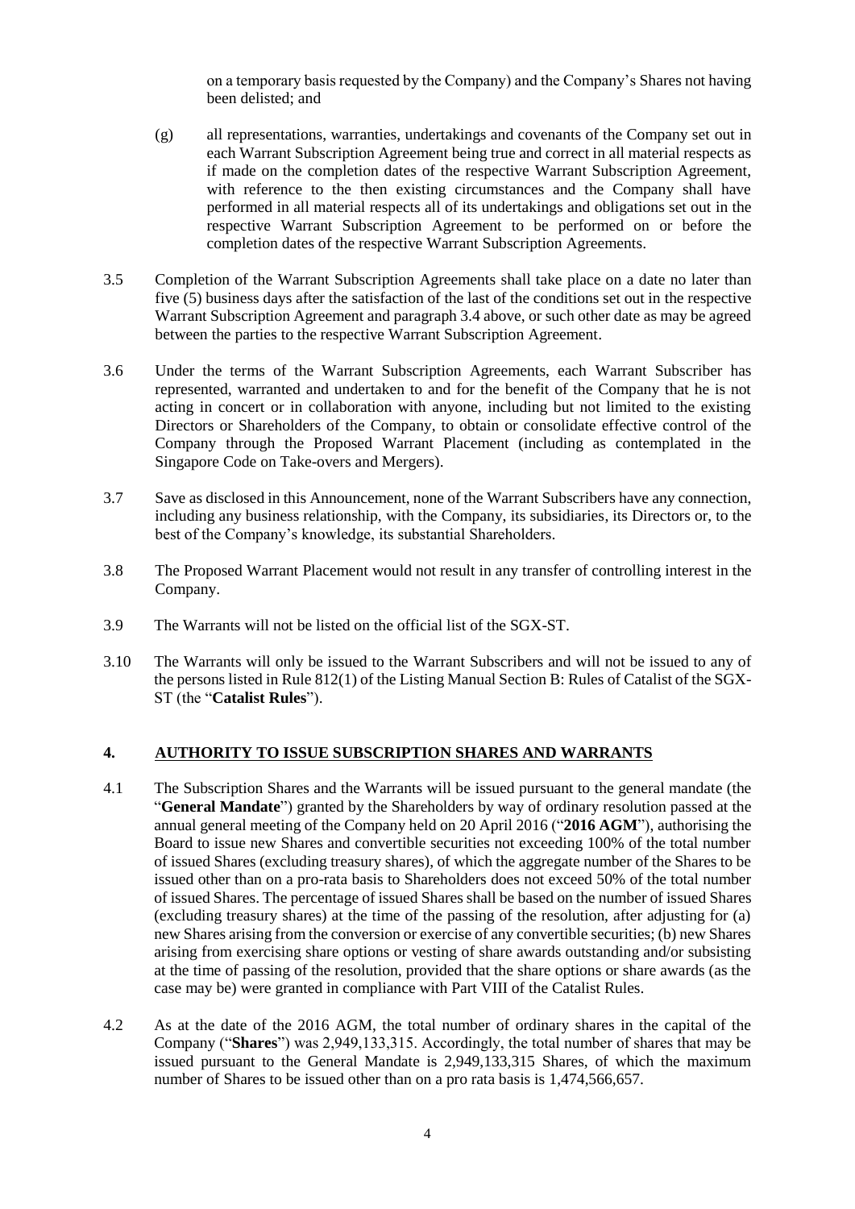on a temporary basis requested by the Company) and the Company's Shares not having been delisted; and

(g) all representations, warranties, undertakings and covenants of the Company set out in each Warrant Subscription Agreement being true and correct in all material respects as if made on the completion dates of the respective Warrant Subscription Agreement, with reference to the then existing circumstances and the Company shall have performed in all material respects all of its undertakings and obligations set out in the respective Warrant Subscription Agreement to be performed on or before the completion dates of the respective Warrant Subscription Agreements.

3.5 Completion of the Warrant Subscription Agreements shall take place on a date no later than five (5) business days after the satisfaction of the last of the conditions set out in the respective Warrant Subscription Agreement and paragraph 3.4 above, or such other date as may be agreed between the parties to the respective Warrant Subscription Agreement.

3.6 Under the terms of the Warrant Subscription Agreements, each Warrant Subscriber has represented, warranted and undertaken to and for the benefit of the Company that he is not acting in concert or in collaboration with anyone, including but not limited to the existing Directors or Shareholders of the Company, to obtain or consolidate effective control of the Company through the Proposed Warrant Placement (including as contemplated in the Singapore Code on Take-overs and Mergers).

3.7 Save as disclosed in this Announcement, none of the Warrant Subscribers have any connection, including any business relationship, with the Company, its subsidiaries, its Directors or, to the best of the Company's knowledge, its substantial Shareholders.

3.8 The Proposed Warrant Placement would not result in any transfer of controlling interest in the Company.

3.9 The Warrants will not be listed on the official list of the SGX-ST.

3.10 The Warrants will only be issued to the Warrant Subscribers and will not be issued to any of the persons listed in Rule 812(1) of the Listing Manual Section B: Rules of Catalist of the SGX-ST (the "**Catalist Rules**").

## 4. AUTHORITY TO ISSUE SUBSCRIPTION SHARES AND WARRANTS

4.1 The Subscription Shares and the Warrants will be issued pursuant to the general mandate (the "**General Mandate**") granted by the Shareholders by way of ordinary resolution passed at the annual general meeting of the Company held on 20 April 2016 ("**2016 AGM**"), authorising the Board to issue new Shares and convertible securities not exceeding 100% of the total number of issued Shares (excluding treasury shares), of which the aggregate number of the Shares to be issued other than on a pro-rata basis to Shareholders does not exceed 50% of the total number of issued Shares. The percentage of issued Shares shall be based on the number of issued Shares (excluding treasury shares) at the time of the passing of the resolution, after adjusting for (a) new Shares arising from the conversion or exercise of any convertible securities; (b) new Shares arising from exercising share options or vesting of share awards outstanding and/or subsisting at the time of passing of the resolution, provided that the share options or share awards (as the case may be) were granted in compliance with Part VIII of the Catalist Rules.

4.2 As at the date of the 2016 AGM, the total number of ordinary shares in the capital of the Company ("**Shares**") was 2,949,133,315. Accordingly, the total number of shares that may be issued pursuant to the General Mandate is 2,949,133,315 Shares, of which the maximum number of Shares to be issued other than on a pro rata basis is 1,474,566,657.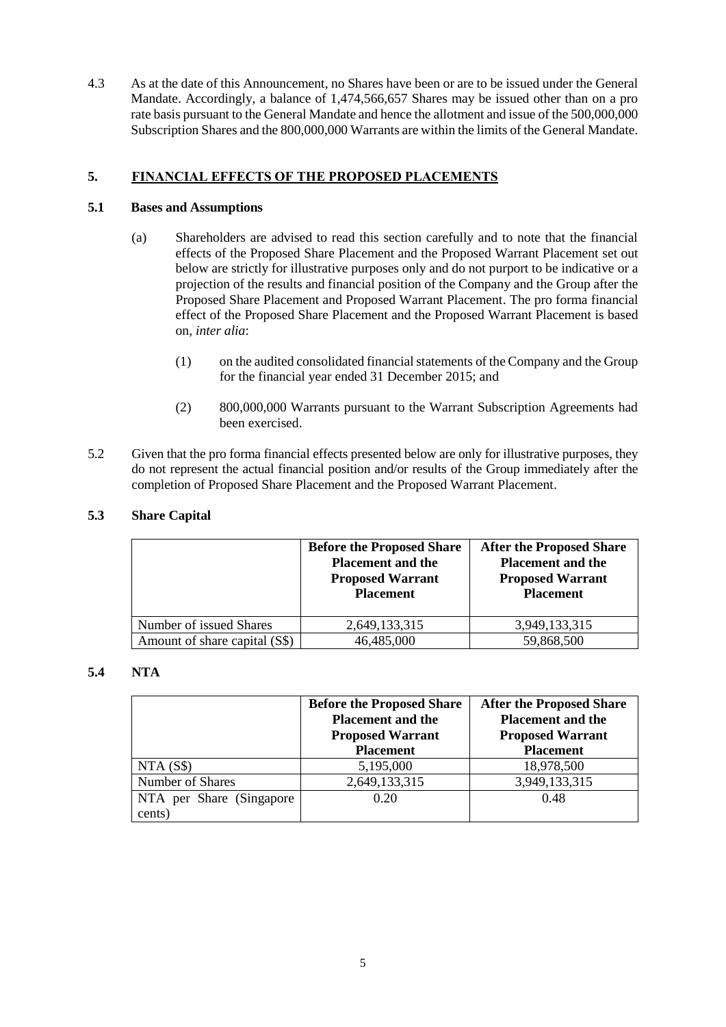4.3 As at the date of this Announcement, no Shares have been or are to be issued under the General Mandate. Accordingly, a balance of 1,474,566,657 Shares may be issued other than on a pro rate basis pursuant to the General Mandate and hence the allotment and issue of the 500,000,000 Subscription Shares and the 800,000,000 Warrants are within the limits of the General Mandate.

## 5. FINANCIAL EFFECTS OF THE PROPOSED PLACEMENTS

### 5.1 Bases and Assumptions

(a) Shareholders are advised to read this section carefully and to note that the financial effects of the Proposed Share Placement and the Proposed Warrant Placement set out below are strictly for illustrative purposes only and do not purport to be indicative or a projection of the results and financial position of the Company and the Group after the Proposed Share Placement and Proposed Warrant Placement. The pro forma financial effect of the Proposed Share Placement and the Proposed Warrant Placement is based on, *inter alia*:

(1) on the audited consolidated financial statements of the Company and the Group for the financial year ended 31 December 2015; and

(2) 800,000,000 Warrants pursuant to the Warrant Subscription Agreements had been exercised.

5.2 Given that the pro forma financial effects presented below are only for illustrative purposes, they do not represent the actual financial position and/or results of the Group immediately after the completion of Proposed Share Placement and the Proposed Warrant Placement.

### 5.3 Share Capital

| | Before the Proposed Share Placement and the Proposed Warrant Placement | After the Proposed Share Placement and the Proposed Warrant Placement |
|---|---|---|
| Number of issued Shares | 2,649,133,315 | 3,949,133,315 |
| Amount of share capital (S$) | 46,485,000 | 59,868,500 |

### 5.4 NTA

| | Before the Proposed Share Placement and the Proposed Warrant Placement | After the Proposed Share Placement and the Proposed Warrant Placement |
|---|---|---|
| NTA (S$) | 5,195,000 | 18,978,500 |
| Number of Shares | 2,649,133,315 | 3,949,133,315 |
| NTA per Share (Singapore cents) | 0.20 | 0.48 |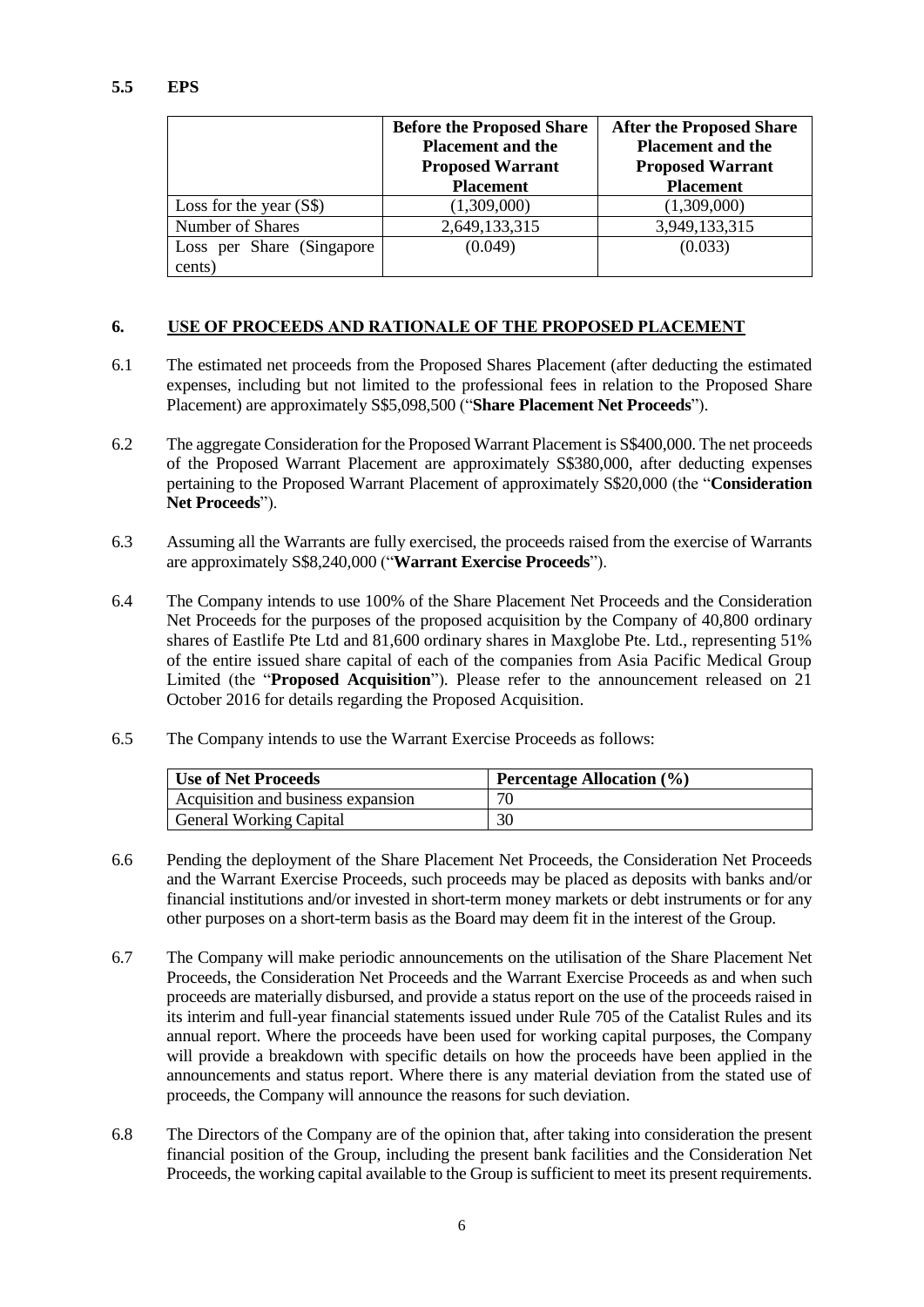### 5.5 EPS

| | Before the Proposed Share Placement and the Proposed Warrant Placement | After the Proposed Share Placement and the Proposed Warrant Placement |
|---|---|---|
| Loss for the year (S$) | (1,309,000) | (1,309,000) |
| Number of Shares | 2,649,133,315 | 3,949,133,315 |
| Loss per Share (Singapore cents) | (0.049) | (0.033) |

## 6. USE OF PROCEEDS AND RATIONALE OF THE PROPOSED PLACEMENT

6.1 The estimated net proceeds from the Proposed Shares Placement (after deducting the estimated expenses, including but not limited to the professional fees in relation to the Proposed Share Placement) are approximately S$5,098,500 ("**Share Placement Net Proceeds**").

6.2 The aggregate Consideration for the Proposed Warrant Placement is S$400,000. The net proceeds of the Proposed Warrant Placement are approximately S$380,000, after deducting expenses pertaining to the Proposed Warrant Placement of approximately S$20,000 (the "**Consideration Net Proceeds**").

6.3 Assuming all the Warrants are fully exercised, the proceeds raised from the exercise of Warrants are approximately S$8,240,000 ("**Warrant Exercise Proceeds**").

6.4 The Company intends to use 100% of the Share Placement Net Proceeds and the Consideration Net Proceeds for the purposes of the proposed acquisition by the Company of 40,800 ordinary shares of Eastlife Pte Ltd and 81,600 ordinary shares in Maxglobe Pte. Ltd., representing 51% of the entire issued share capital of each of the companies from Asia Pacific Medical Group Limited (the "**Proposed Acquisition**"). Please refer to the announcement released on 21 October 2016 for details regarding the Proposed Acquisition.

6.5 The Company intends to use the Warrant Exercise Proceeds as follows:

| Use of Net Proceeds | Percentage Allocation (%) |
|---|---|
| Acquisition and business expansion | 70 |
| General Working Capital | 30 |

6.6 Pending the deployment of the Share Placement Net Proceeds, the Consideration Net Proceeds and the Warrant Exercise Proceeds, such proceeds may be placed as deposits with banks and/or financial institutions and/or invested in short-term money markets or debt instruments or for any other purposes on a short-term basis as the Board may deem fit in the interest of the Group.

6.7 The Company will make periodic announcements on the utilisation of the Share Placement Net Proceeds, the Consideration Net Proceeds and the Warrant Exercise Proceeds as and when such proceeds are materially disbursed, and provide a status report on the use of the proceeds raised in its interim and full-year financial statements issued under Rule 705 of the Catalist Rules and its annual report. Where the proceeds have been used for working capital purposes, the Company will provide a breakdown with specific details on how the proceeds have been applied in the announcements and status report. Where there is any material deviation from the stated use of proceeds, the Company will announce the reasons for such deviation.

6.8 The Directors of the Company are of the opinion that, after taking into consideration the present financial position of the Group, including the present bank facilities and the Consideration Net Proceeds, the working capital available to the Group is sufficient to meet its present requirements.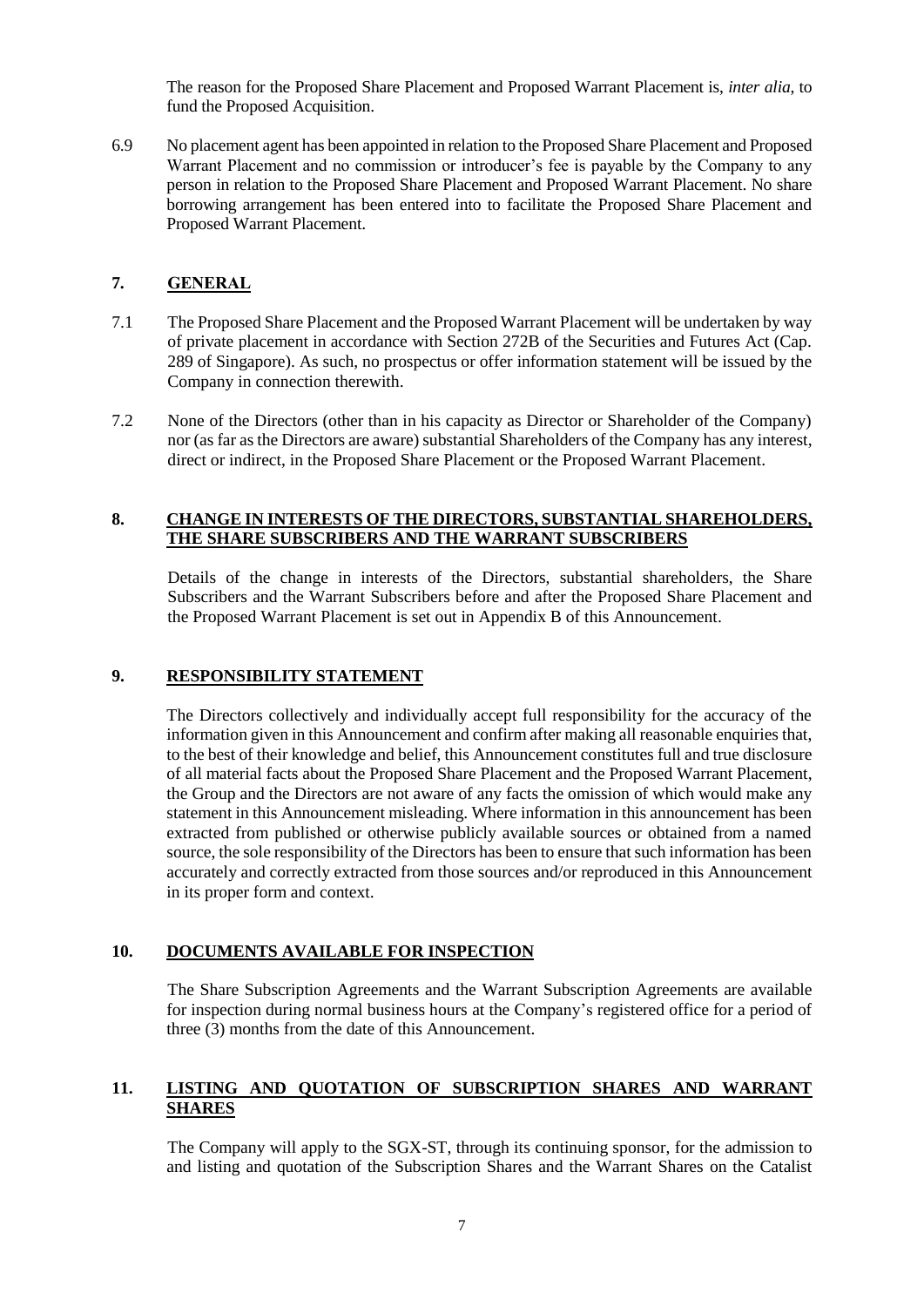The reason for the Proposed Share Placement and Proposed Warrant Placement is, *inter alia*, to fund the Proposed Acquisition.

6.9 No placement agent has been appointed in relation to the Proposed Share Placement and Proposed Warrant Placement and no commission or introducer's fee is payable by the Company to any person in relation to the Proposed Share Placement and Proposed Warrant Placement. No share borrowing arrangement has been entered into to facilitate the Proposed Share Placement and Proposed Warrant Placement.

## 7. GENERAL

7.1 The Proposed Share Placement and the Proposed Warrant Placement will be undertaken by way of private placement in accordance with Section 272B of the Securities and Futures Act (Cap. 289 of Singapore). As such, no prospectus or offer information statement will be issued by the Company in connection therewith.

7.2 None of the Directors (other than in his capacity as Director or Shareholder of the Company) nor (as far as the Directors are aware) substantial Shareholders of the Company has any interest, direct or indirect, in the Proposed Share Placement or the Proposed Warrant Placement.

## 8. CHANGE IN INTERESTS OF THE DIRECTORS, SUBSTANTIAL SHAREHOLDERS, THE SHARE SUBSCRIBERS AND THE WARRANT SUBSCRIBERS

Details of the change in interests of the Directors, substantial shareholders, the Share Subscribers and the Warrant Subscribers before and after the Proposed Share Placement and the Proposed Warrant Placement is set out in Appendix B of this Announcement.

## 9. RESPONSIBILITY STATEMENT

The Directors collectively and individually accept full responsibility for the accuracy of the information given in this Announcement and confirm after making all reasonable enquiries that, to the best of their knowledge and belief, this Announcement constitutes full and true disclosure of all material facts about the Proposed Share Placement and the Proposed Warrant Placement, the Group and the Directors are not aware of any facts the omission of which would make any statement in this Announcement misleading. Where information in this announcement has been extracted from published or otherwise publicly available sources or obtained from a named source, the sole responsibility of the Directors has been to ensure that such information has been accurately and correctly extracted from those sources and/or reproduced in this Announcement in its proper form and context.

## 10. DOCUMENTS AVAILABLE FOR INSPECTION

The Share Subscription Agreements and the Warrant Subscription Agreements are available for inspection during normal business hours at the Company's registered office for a period of three (3) months from the date of this Announcement.

## 11. LISTING AND QUOTATION OF SUBSCRIPTION SHARES AND WARRANT SHARES

The Company will apply to the SGX-ST, through its continuing sponsor, for the admission to and listing and quotation of the Subscription Shares and the Warrant Shares on the Catalist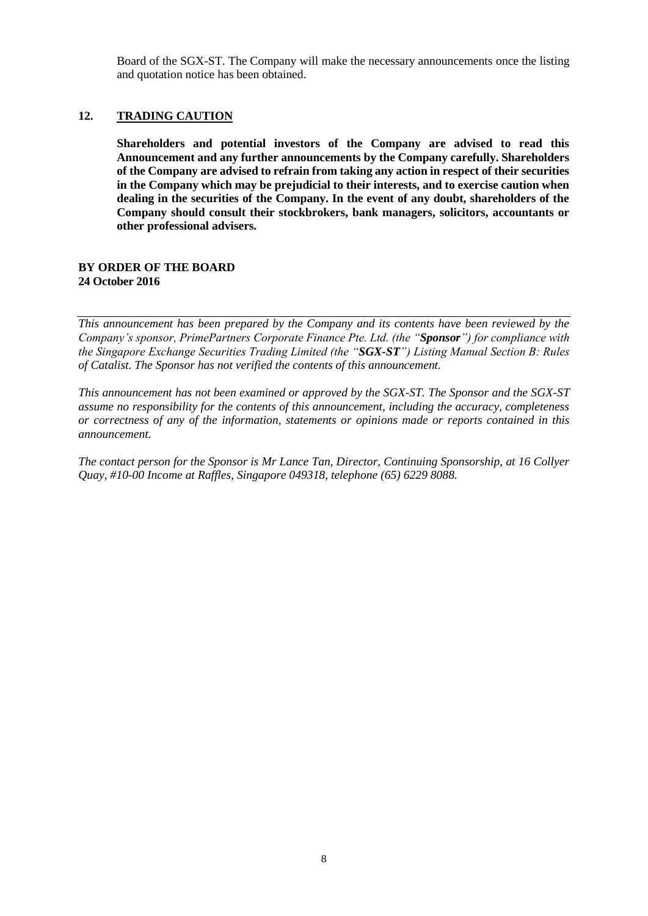Board of the SGX-ST. The Company will make the necessary announcements once the listing and quotation notice has been obtained.

## 12. TRADING CAUTION

**Shareholders and potential investors of the Company are advised to read this Announcement and any further announcements by the Company carefully. Shareholders of the Company are advised to refrain from taking any action in respect of their securities in the Company which may be prejudicial to their interests, and to exercise caution when dealing in the securities of the Company. In the event of any doubt, shareholders of the Company should consult their stockbrokers, bank managers, solicitors, accountants or other professional advisers.**

**BY ORDER OF THE BOARD**
**24 October 2016**

---

*This announcement has been prepared by the Company and its contents have been reviewed by the Company's sponsor, PrimePartners Corporate Finance Pte. Ltd. (the "**Sponsor**") for compliance with the Singapore Exchange Securities Trading Limited (the "**SGX-ST**") Listing Manual Section B: Rules of Catalist. The Sponsor has not verified the contents of this announcement.*

*This announcement has not been examined or approved by the SGX-ST. The Sponsor and the SGX-ST assume no responsibility for the contents of this announcement, including the accuracy, completeness or correctness of any of the information, statements or opinions made or reports contained in this announcement.*

*The contact person for the Sponsor is Mr Lance Tan, Director, Continuing Sponsorship, at 16 Collyer Quay, #10-00 Income at Raffles, Singapore 049318, telephone (65) 6229 8088.*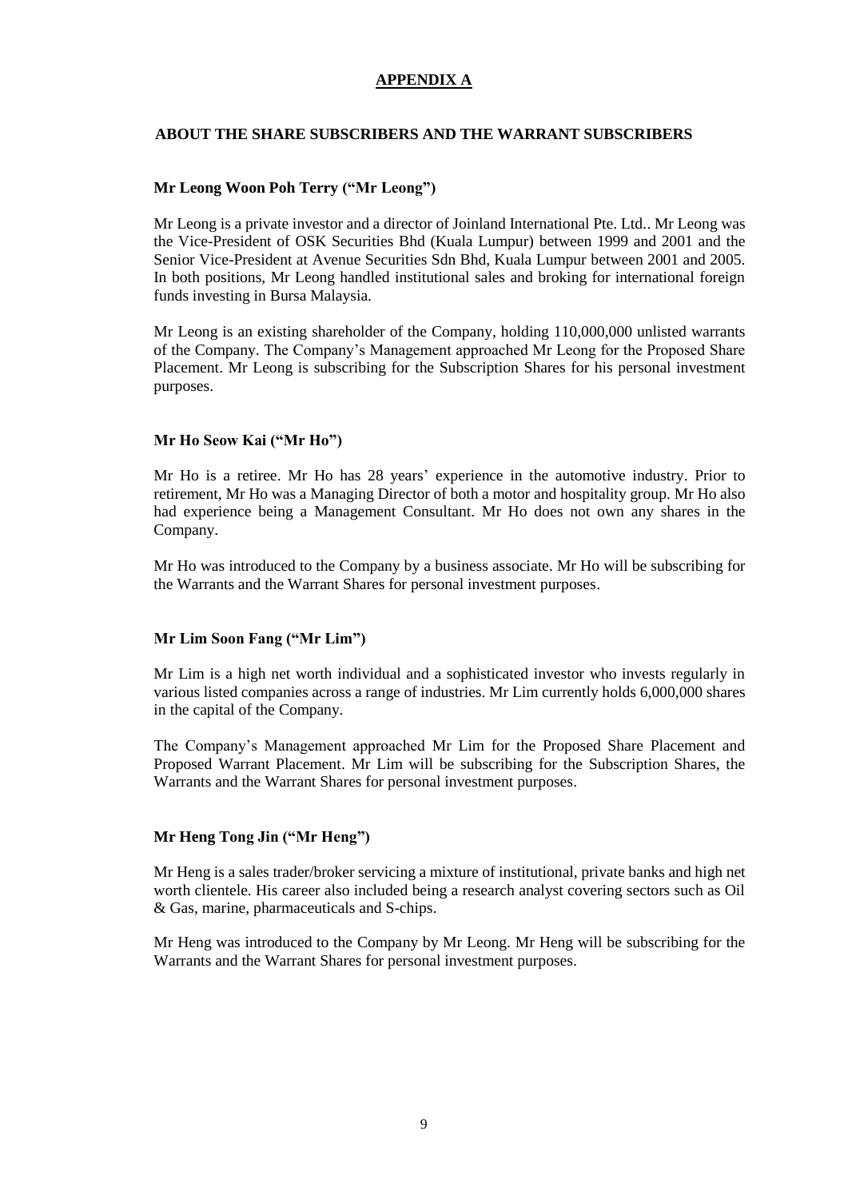## APPENDIX A

### ABOUT THE SHARE SUBSCRIBERS AND THE WARRANT SUBSCRIBERS

**Mr Leong Woon Poh Terry ("Mr Leong")**

Mr Leong is a private investor and a director of Joinland International Pte. Ltd.. Mr Leong was the Vice-President of OSK Securities Bhd (Kuala Lumpur) between 1999 and 2001 and the Senior Vice-President at Avenue Securities Sdn Bhd, Kuala Lumpur between 2001 and 2005. In both positions, Mr Leong handled institutional sales and broking for international foreign funds investing in Bursa Malaysia.

Mr Leong is an existing shareholder of the Company, holding 110,000,000 unlisted warrants of the Company. The Company's Management approached Mr Leong for the Proposed Share Placement. Mr Leong is subscribing for the Subscription Shares for his personal investment purposes.

**Mr Ho Seow Kai ("Mr Ho")**

Mr Ho is a retiree. Mr Ho has 28 years' experience in the automotive industry. Prior to retirement, Mr Ho was a Managing Director of both a motor and hospitality group. Mr Ho also had experience being a Management Consultant. Mr Ho does not own any shares in the Company.

Mr Ho was introduced to the Company by a business associate. Mr Ho will be subscribing for the Warrants and the Warrant Shares for personal investment purposes.

**Mr Lim Soon Fang ("Mr Lim")**

Mr Lim is a high net worth individual and a sophisticated investor who invests regularly in various listed companies across a range of industries. Mr Lim currently holds 6,000,000 shares in the capital of the Company.

The Company's Management approached Mr Lim for the Proposed Share Placement and Proposed Warrant Placement. Mr Lim will be subscribing for the Subscription Shares, the Warrants and the Warrant Shares for personal investment purposes.

**Mr Heng Tong Jin ("Mr Heng")**

Mr Heng is a sales trader/broker servicing a mixture of institutional, private banks and high net worth clientele. His career also included being a research analyst covering sectors such as Oil & Gas, marine, pharmaceuticals and S-chips.

Mr Heng was introduced to the Company by Mr Leong. Mr Heng will be subscribing for the Warrants and the Warrant Shares for personal investment purposes.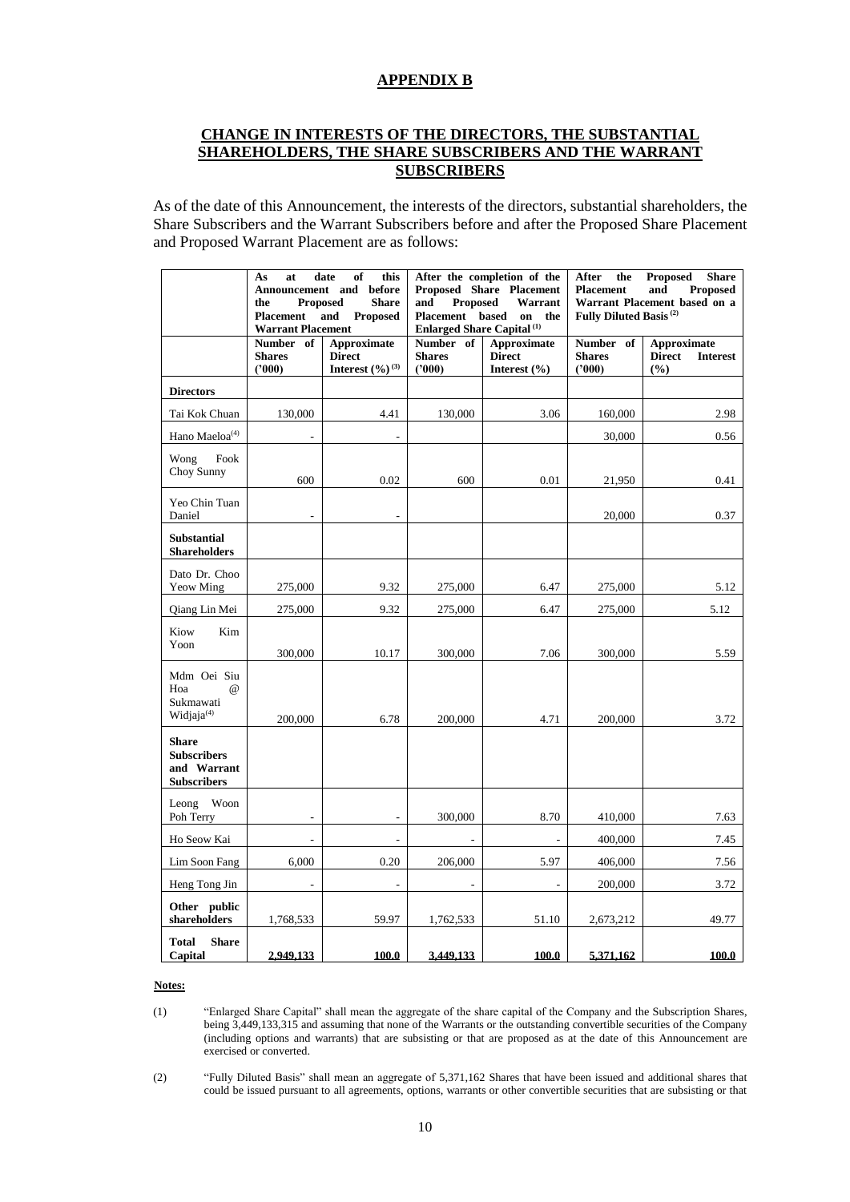## APPENDIX B

## CHANGE IN INTERESTS OF THE DIRECTORS, THE SUBSTANTIAL SHAREHOLDERS, THE SHARE SUBSCRIBERS AND THE WARRANT SUBSCRIBERS

As of the date of this Announcement, the interests of the directors, substantial shareholders, the Share Subscribers and the Warrant Subscribers before and after the Proposed Share Placement and Proposed Warrant Placement are as follows:

| | As at date of this Announcement and before the Proposed Share Placement and Proposed Warrant Placement | | After the completion of the Proposed Share Placement and Proposed Warrant Placement based on the Enlarged Share Capital (1) | | After the Proposed Share Placement and Proposed Warrant Placement based on a Fully Diluted Basis (2) | |
|---|---|---|---|---|---|---|
| | Number of Shares ('000) | Approximate Direct Interest (%) (3) | Number of Shares ('000) | Approximate Direct Interest (%) | Number of Shares ('000) | Approximate Direct Interest (%) |
| **Directors** | | | | | | |
| Tai Kok Chuan | 130,000 | 4.41 | 130,000 | 3.06 | 160,000 | 2.98 |
| Hano Maeloa(4) | - | - | | | 30,000 | 0.56 |
| Wong Fook Choy Sunny | 600 | 0.02 | 600 | 0.01 | 21,950 | 0.41 |
| Yeo Chin Tuan Daniel | - | - | | | 20,000 | 0.37 |
| **Substantial Shareholders** | | | | | | |
| Dato Dr. Choo Yeow Ming | 275,000 | 9.32 | 275,000 | 6.47 | 275,000 | 5.12 |
| Qiang Lin Mei | 275,000 | 9.32 | 275,000 | 6.47 | 275,000 | 5.12 |
| Kiow Kim Yoon | 300,000 | 10.17 | 300,000 | 7.06 | 300,000 | 5.59 |
| Mdm Oei Siu Hoa @ Sukmawati Widjaja(4) | 200,000 | 6.78 | 200,000 | 4.71 | 200,000 | 3.72 |
| **Share Subscribers and Warrant Subscribers** | | | | | | |
| Leong Woon Poh Terry | - | - | 300,000 | 8.70 | 410,000 | 7.63 |
| Ho Seow Kai | - | - | - | - | 400,000 | 7.45 |
| Lim Soon Fang | 6,000 | 0.20 | 206,000 | 5.97 | 406,000 | 7.56 |
| Heng Tong Jin | - | - | - | - | 200,000 | 3.72 |
| **Other public shareholders** | 1,768,533 | 59.97 | 1,762,533 | 51.10 | 2,673,212 | 49.77 |
| **Total Share Capital** | **2,949,133** | **100.0** | **3,449,133** | **100.0** | **5,371,162** | **100.0** |

**Notes:**

(1) "Enlarged Share Capital" shall mean the aggregate of the share capital of the Company and the Subscription Shares, being 3,449,133,315 and assuming that none of the Warrants or the outstanding convertible securities of the Company (including options and warrants) that are subsisting or that are proposed as at the date of this Announcement are exercised or converted.

(2) "Fully Diluted Basis" shall mean an aggregate of 5,371,162 Shares that have been issued and additional shares that could be issued pursuant to all agreements, options, warrants or other convertible securities that are subsisting or that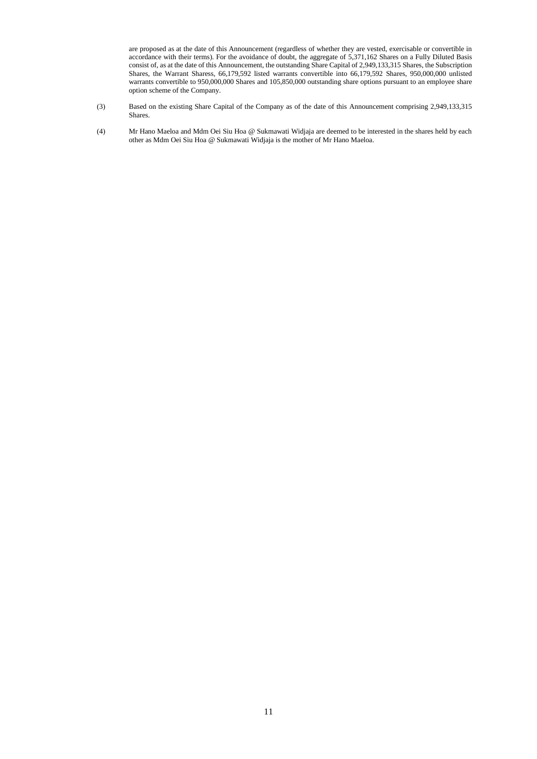are proposed as at the date of this Announcement (regardless of whether they are vested, exercisable or convertible in accordance with their terms). For the avoidance of doubt, the aggregate of 5,371,162 Shares on a Fully Diluted Basis consist of, as at the date of this Announcement, the outstanding Share Capital of 2,949,133,315 Shares, the Subscription Shares, the Warrant Sharess, 66,179,592 listed warrants convertible into 66,179,592 Shares, 950,000,000 unlisted warrants convertible to 950,000,000 Shares and 105,850,000 outstanding share options pursuant to an employee share option scheme of the Company.

(3) Based on the existing Share Capital of the Company as of the date of this Announcement comprising 2,949,133,315 Shares.

(4) Mr Hano Maeloa and Mdm Oei Siu Hoa @ Sukmawati Widjaja are deemed to be interested in the shares held by each other as Mdm Oei Siu Hoa @ Sukmawati Widjaja is the mother of Mr Hano Maeloa.